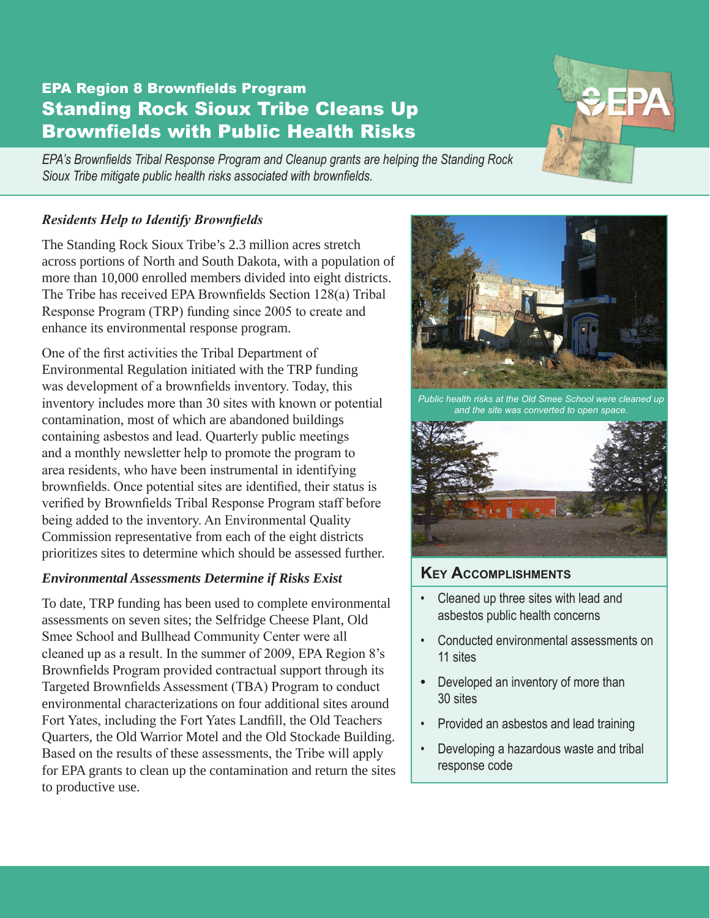EPA Region 8 Brownfields Program

# Standing Rock Sioux Tribe Cleans Up Brownfields with Public Health Risks

*EPA's Brownfields Tribal Response Program and Cleanup grants are helping the Standing Rock Sioux Tribe mitigate public health risks associated with brownfields.*

### *Residents Help to Identify Brownfields*

The Standing Rock Sioux Tribe's 2.3 million acres stretch across portions of North and South Dakota, with a population of more than 10,000 enrolled members divided into eight districts. The Tribe has received EPA Brownfields Section 128(a) Tribal Response Program (TRP) funding since 2005 to create and enhance its environmental response program.

One of the first activities the Tribal Department of Environmental Regulation initiated with the TRP funding was development of a brownfields inventory. Today, this inventory includes more than 30 sites with known or potential contamination, most of which are abandoned buildings containing asbestos and lead. Quarterly public meetings and a monthly newsletter help to promote the program to area residents, who have been instrumental in identifying brownfields. Once potential sites are identified, their status is verified by Brownfields Tribal Response Program staff before being added to the inventory. An Environmental Quality Commission representative from each of the eight districts prioritizes sites to determine which should be assessed further.

### *Environmental Assessments Determine if Risks Exist*

To date, TRP funding has been used to complete environmental assessments on seven sites; the Selfridge Cheese Plant, Old Smee School and Bullhead Community Center were all cleaned up as a result. In the summer of 2009, EPA Region 8's Brownfields Program provided contractual support through its Targeted Brownfields Assessment (TBA) Program to conduct environmental characterizations on four additional sites around Fort Yates, including the Fort Yates Landfill, the Old Teachers Quarters, the Old Warrior Motel and the Old Stockade Building. Based on the results of these assessments, the Tribe will apply for EPA grants to clean up the contamination and return the sites to productive use.

*Public health risks at the Old Smee School were cleaned up and the site was converted to open space.*

### Key Accomplishments

- Cleaned up three sites with lead and asbestos public health concerns
- Conducted environmental assessments on 11 sites
- Developed an inventory of more than 30 sites
- Provided an asbestos and lead training
- Developing a hazardous waste and tribal response code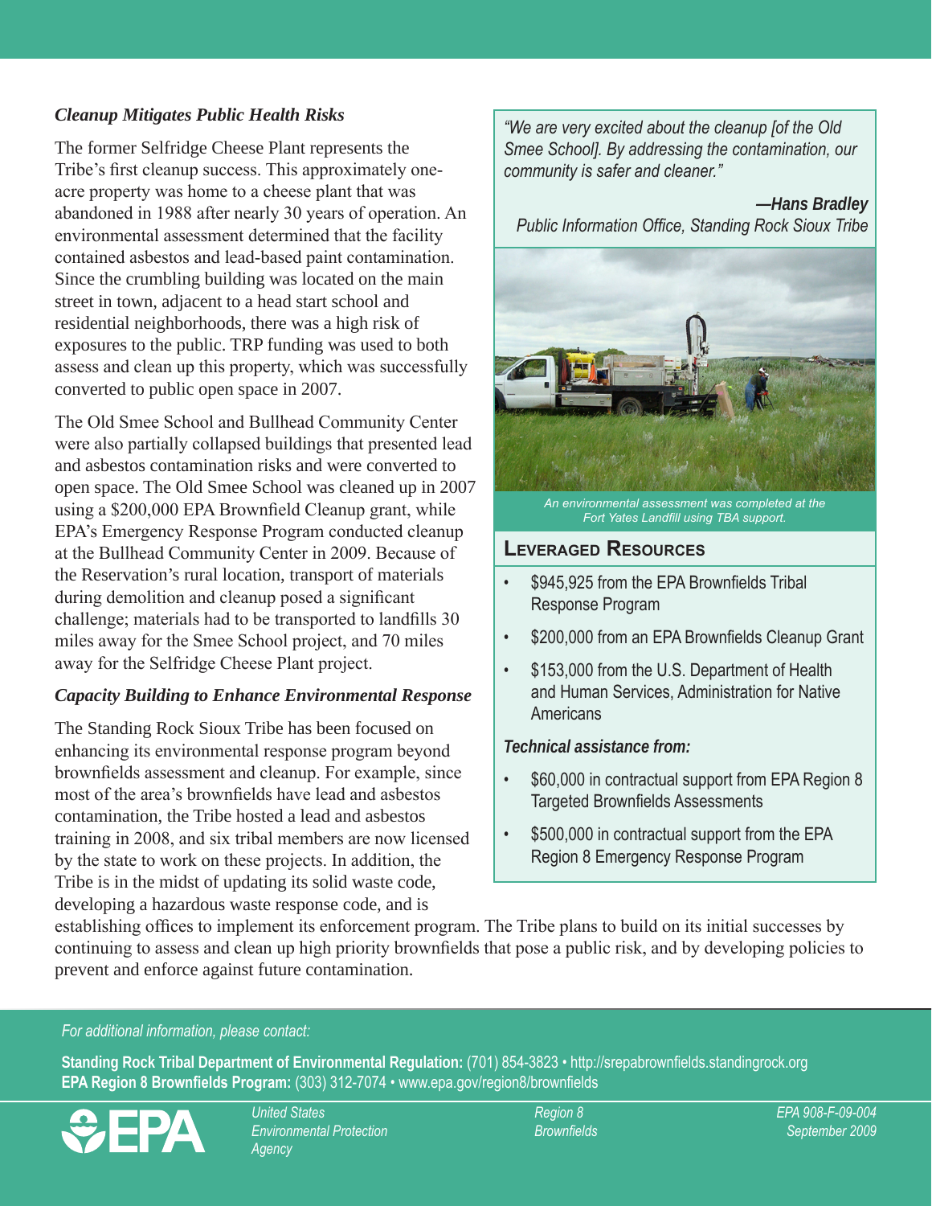*Cleanup Mitigates Public Health Risks*

The former Selfridge Cheese Plant represents the Tribe's first cleanup success. This approximately one-acre property was home to a cheese plant that was abandoned in 1988 after nearly 30 years of operation. An environmental assessment determined that the facility contained asbestos and lead-based paint contamination. Since the crumbling building was located on the main street in town, adjacent to a head start school and residential neighborhoods, there was a high risk of exposures to the public. TRP funding was used to both assess and clean up this property, which was successfully converted to public open space in 2007.

The Old Smee School and Bullhead Community Center were also partially collapsed buildings that presented lead and asbestos contamination risks and were converted to open space. The Old Smee School was cleaned up in 2007 using a $200,000 EPA Brownfield Cleanup grant, while EPA's Emergency Response Program conducted cleanup at the Bullhead Community Center in 2009. Because of the Reservation's rural location, transport of materials during demolition and cleanup posed a significant challenge; materials had to be transported to landfills 30 miles away for the Smee School project, and 70 miles away for the Selfridge Cheese Plant project.

*Capacity Building to Enhance Environmental Response*

The Standing Rock Sioux Tribe has been focused on enhancing its environmental response program beyond brownfields assessment and cleanup. For example, since most of the area's brownfields have lead and asbestos contamination, the Tribe hosted a lead and asbestos training in 2008, and six tribal members are now licensed by the state to work on these projects. In addition, the Tribe is in the midst of updating its solid waste code, developing a hazardous waste response code, and is establishing offices to implement its enforcement program. The Tribe plans to build on its initial successes by continuing to assess and clean up high priority brownfields that pose a public risk, and by developing policies to prevent and enforce against future contamination.

*"We are very excited about the cleanup [of the Old Smee School]. By addressing the contamination, our community is safer and cleaner."*

***—Hans Bradley***
*Public Information Office, Standing Rock Sioux Tribe*

*An environmental assessment was completed at the Fort Yates Landfill using TBA support.*

## Leveraged Resources

- $945,925 from the EPA Brownfields Tribal Response Program
- $200,000 from an EPA Brownfields Cleanup Grant
- $153,000 from the U.S. Department of Health and Human Services, Administration for Native Americans

***Technical assistance from:***

- $60,000 in contractual support from EPA Region 8 Targeted Brownfields Assessments
- $500,000 in contractual support from the EPA Region 8 Emergency Response Program

*For additional information, please contact:*

**Standing Rock Tribal Department of Environmental Regulation:** (701) 854-3823 • http://srepabrownfields.standingrock.org
**EPA Region 8 Brownfields Program:** (303) 312-7074 • www.epa.gov/region8/brownfields

EPA *United States Environmental Protection Agency* *Region 8 Brownfields* *EPA 908-F-09-004 September 2009*